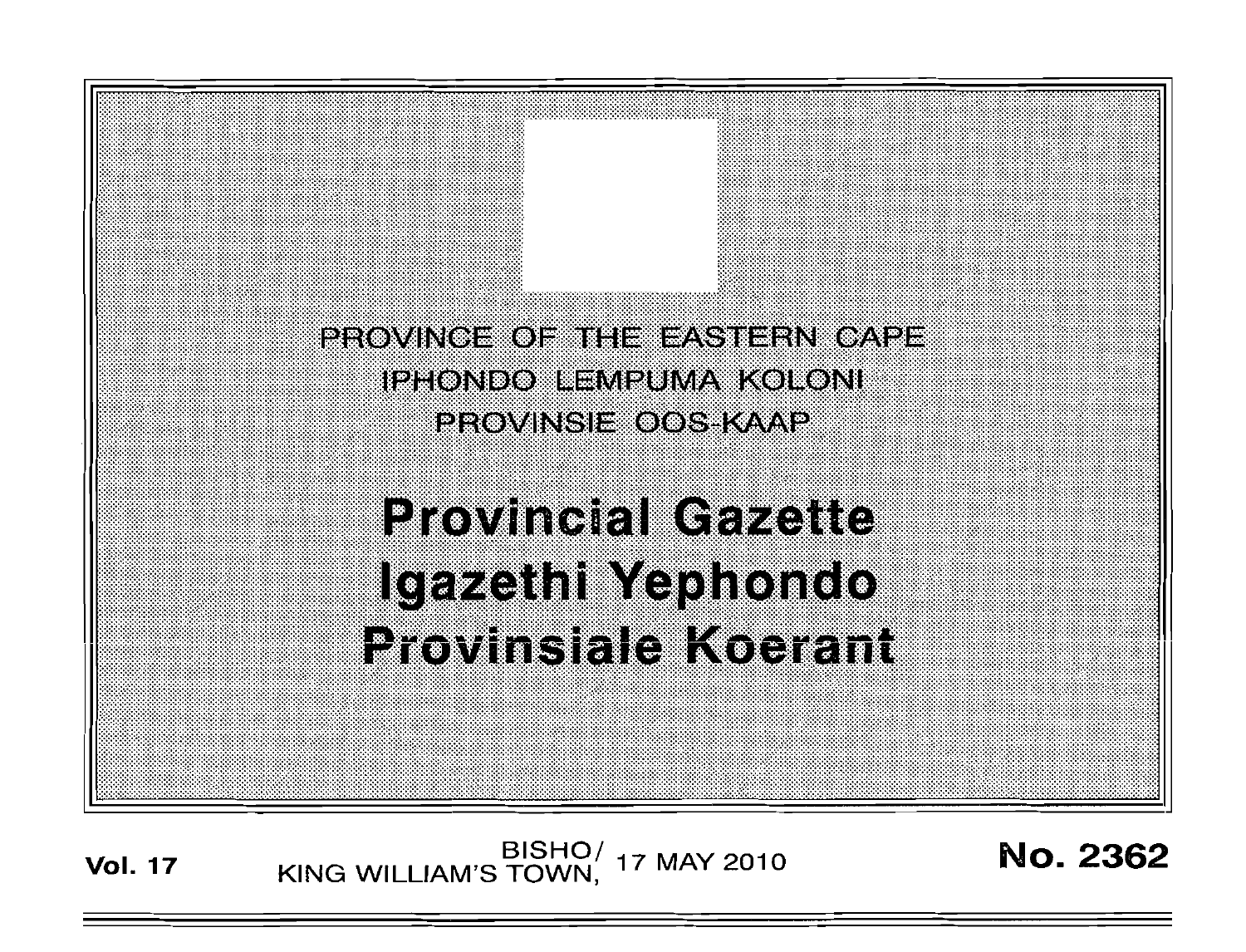PROVINCE OF THE EASTERN CAPE

IPHONDO LEMPUMA KOLONI

PROVINSIE OOS-KAAP

# Provincial Gazette
# Igazethi Yephondo
# Provinsiale Koerant

**Vol. 17** BISHO/ KING WILLIAM'S TOWN, 17 MAY 2010 **No. 2362**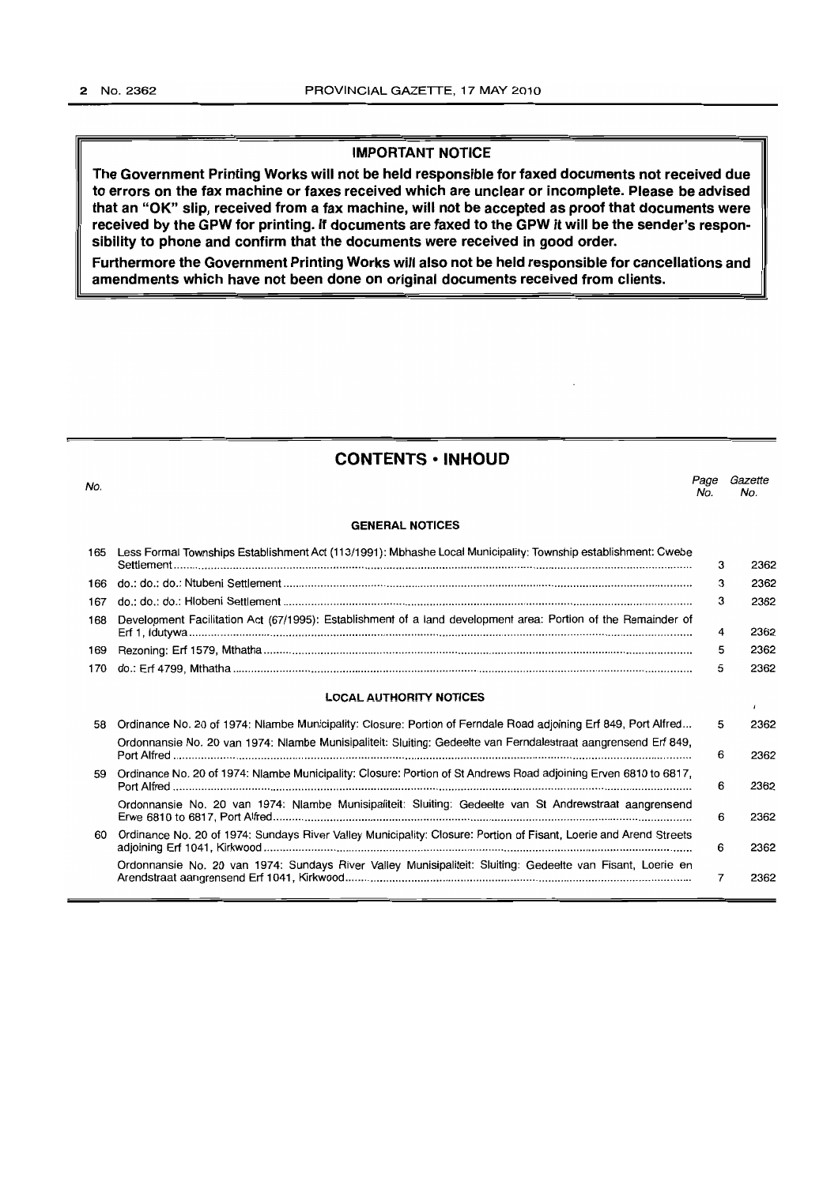## IMPORTANT NOTICE

**The Government Printing Works will not be held responsible for faxed documents not received due to errors on the fax machine or faxes received which are unclear or incomplete. Please be advised that an "OK" slip, received from a fax machine, will not be accepted as proof that documents were received by the GPW for printing. If documents are faxed to the GPW it will be the sender's responsibility to phone and confirm that the documents were received in good order.**

**Furthermore the Government Printing Works will also not be held responsible for cancellations and amendments which have not been done on original documents received from clients.**

## CONTENTS • INHOUD

| No. | | Page No. | Gazette No. |
|---|---|---|---|
| | **GENERAL NOTICES** | | |
| 165 | Less Formal Townships Establishment Act (113/1991): Mbhashe Local Municipality: Township establishment: Cwebe Settlement | 3 | 2362 |
| 166 | do.: do.: do.: Ntubeni Settlement | 3 | 2362 |
| 167 | do.: do.: do.: Hlobeni Settlement | 3 | 2362 |
| 168 | Development Facilitation Act (67/1995): Establishment of a land development area: Portion of the Remainder of Erf 1, Idutywa | 4 | 2362 |
| 169 | Rezoning: Erf 1579, Mthatha | 5 | 2362 |
| 170 | do.: Erf 4799, Mthatha | 5 | 2362 |
| | **LOCAL AUTHORITY NOTICES** | | |
| 58 | Ordinance No. 20 of 1974: Nlambe Municipality: Closure: Portion of Ferndale Road adjoining Erf 849, Port Alfred | 5 | 2362 |
| | Ordonnansie No. 20 van 1974: Nlambe Munisipaliteit: Sluiting: Gedeelte van Ferndalestraat aangrensend Erf 849, Port Alfred | 6 | 2362 |
| 59 | Ordinance No. 20 of 1974: Nlambe Municipality: Closure: Portion of St Andrews Road adjoining Erven 6810 to 6817, Port Alfred | 6 | 2362 |
| | Ordonnansie No. 20 van 1974: Nlambe Munisipaliteit: Sluiting: Gedeelte van St Andrewstraat aangrensend Erwe 6810 to 6817, Port Alfred | 6 | 2362 |
| 60 | Ordinance No. 20 of 1974: Sundays River Valley Municipality: Closure: Portion of Fisant, Loerie and Arend Streets adjoining Erf 1041, Kirkwood | 6 | 2362 |
| | Ordonnansie No. 20 van 1974: Sundays River Valley Munisipaliteit: Sluiting: Gedeelte van Fisant, Loerie en Arendstraat aangrensend Erf 1041, Kirkwood | 7 | 2362 |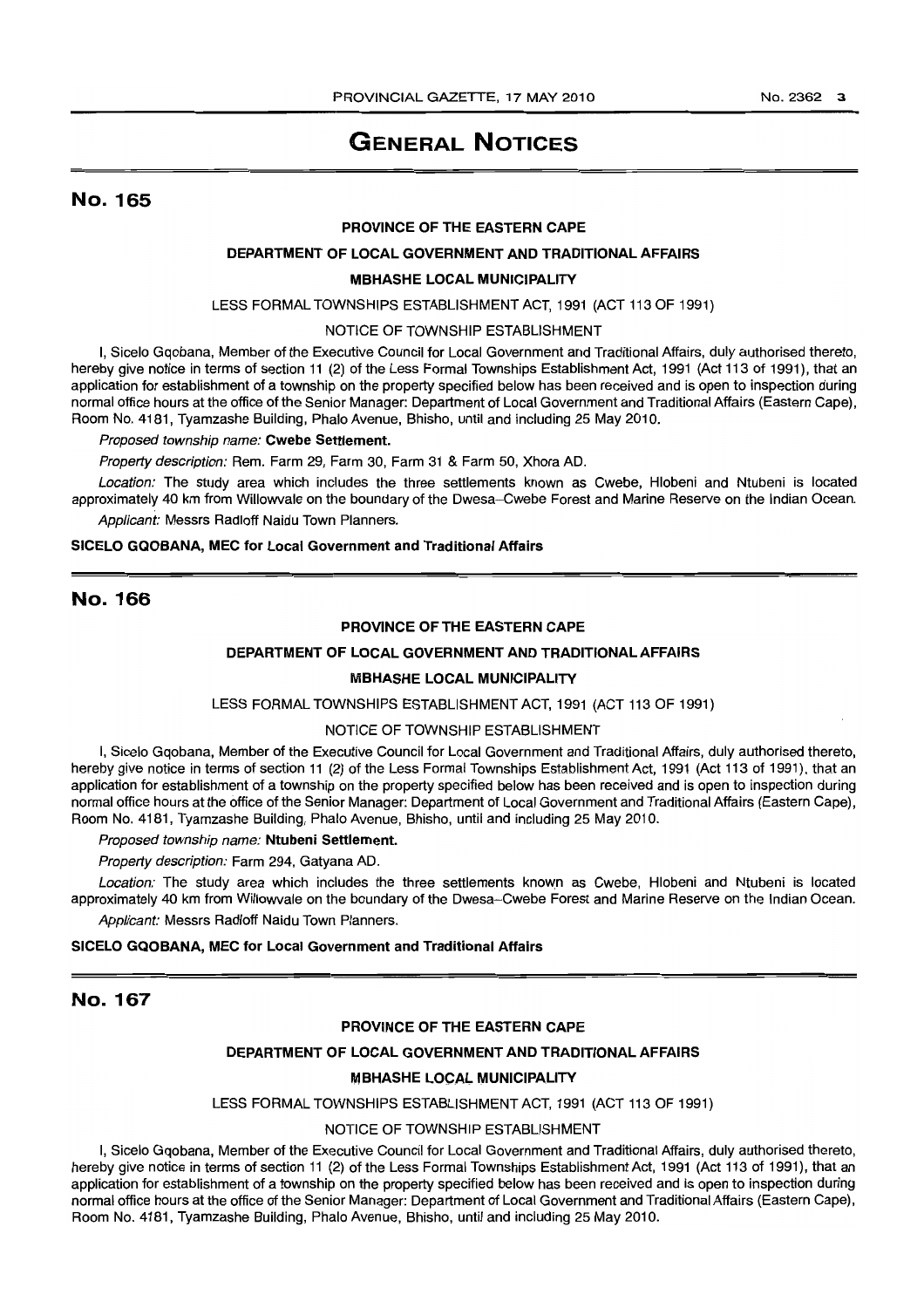# GENERAL NOTICES

## No. 165

**PROVINCE OF THE EASTERN CAPE**

**DEPARTMENT OF LOCAL GOVERNMENT AND TRADITIONAL AFFAIRS**

**MBHASHE LOCAL MUNICIPALITY**

LESS FORMAL TOWNSHIPS ESTABLISHMENT ACT, 1991 (ACT 113 OF 1991)

NOTICE OF TOWNSHIP ESTABLISHMENT

I, Sicelo Gqobana, Member of the Executive Council for Local Government and Traditional Affairs, duly authorised thereto, hereby give notice in terms of section 11 (2) of the Less Formal Townships Establishment Act, 1991 (Act 113 of 1991), that an application for establishment of a township on the property specified below has been received and is open to inspection during normal office hours at the office of the Senior Manager: Department of Local Government and Traditional Affairs (Eastern Cape), Room No. 4181, Tyamzashe Building, Phalo Avenue, Bhisho, until and including 25 May 2010.

*Proposed township name:* **Cwebe Settlement.**

*Property description:* Rem. Farm 29, Farm 30, Farm 31 & Farm 50, Xhora AD.

*Location:* The study area which includes the three settlements known as Cwebe, Hlobeni and Ntubeni is located approximately 40 km from Willowvale on the boundary of the Dwesa-Cwebe Forest and Marine Reserve on the Indian Ocean.

*Applicant:* Messrs Radloff Naidu Town Planners.

**SICELO GQOBANA, MEC for Local Government and Traditional Affairs**

## No. 166

**PROVINCE OF THE EASTERN CAPE**

**DEPARTMENT OF LOCAL GOVERNMENT AND TRADITIONAL AFFAIRS**

**MBHASHE LOCAL MUNICIPALITY**

LESS FORMAL TOWNSHIPS ESTABLISHMENT ACT, 1991 (ACT 113 OF 1991)

NOTICE OF TOWNSHIP ESTABLISHMENT

I, Sicelo Gqobana, Member of the Executive Council for Local Government and Traditional Affairs, duly authorised thereto, hereby give notice in terms of section 11 (2) of the Less Formal Townships Establishment Act, 1991 (Act 113 of 1991), that an application for establishment of a township on the property specified below has been received and is open to inspection during normal office hours at the office of the Senior Manager: Department of Local Government and Traditional Affairs (Eastern Cape), Room No. 4181, Tyamzashe Building, Phalo Avenue, Bhisho, until and including 25 May 2010.

*Proposed township name:* **Ntubeni Settlement.**

*Property description:* Farm 294, Gatyana AD.

*Location:* The study area which includes the three settlements known as Cwebe, Hlobeni and Ntubeni is located approximately 40 km from Willowvale on the boundary of the Dwesa-Cwebe Forest and Marine Reserve on the Indian Ocean.

*Applicant:* Messrs Radloff Naidu Town Planners.

**SICELO GQOBANA, MEC for Local Government and Traditional Affairs**

## No. 167

**PROVINCE OF THE EASTERN CAPE**

**DEPARTMENT OF LOCAL GOVERNMENT AND TRADITIONAL AFFAIRS**

**MBHASHE LOCAL MUNICIPALITY**

LESS FORMAL TOWNSHIPS ESTABLISHMENT ACT, 1991 (ACT 113 OF 1991)

NOTICE OF TOWNSHIP ESTABLISHMENT

I, Sicelo Gqobana, Member of the Executive Council for Local Government and Traditional Affairs, duly authorised thereto, hereby give notice in terms of section 11 (2) of the Less Formal Townships Establishment Act, 1991 (Act 113 of 1991), that an application for establishment of a township on the property specified below has been received and is open to inspection during normal office hours at the office of the Senior Manager: Department of Local Government and Traditional Affairs (Eastern Cape), Room No. 4181, Tyamzashe Building, Phalo Avenue, Bhisho, until and including 25 May 2010.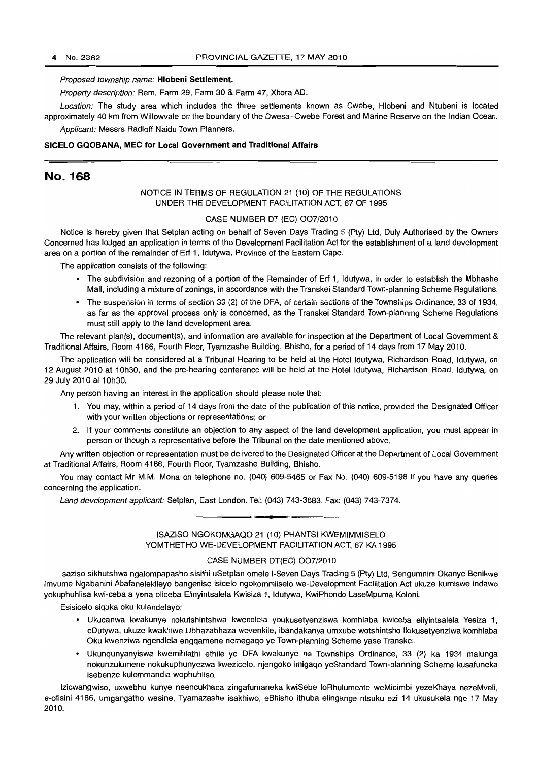*Proposed township name:* **Hlobeni Settlement.**

*Property description:* Rem. Farm 29, Farm 30 & Farm 47, Xhora AD.

*Location:* The study area which includes the three settlements known as Cwebe, Hlobeni and Ntubeni is located approximately 40 km from Willowvale on the boundary of the Dwesa–Cwebe Forest and Marine Reserve on the Indian Ocean.

*Applicant:* Messrs Radloff Naidu Town Planners.

**SICELO GQOBANA, MEC for Local Government and Traditional Affairs**

## No. 168

NOTICE IN TERMS OF REGULATION 21 (10) OF THE REGULATIONS UNDER THE DEVELOPMENT FACILITATION ACT, 67 OF 1995

CASE NUMBER DT (EC) OO7/2010

Notice is hereby given that Setplan acting on behalf of Seven Days Trading 5 (Pty) Ltd, Duly Authorised by the Owners Concerned has lodged an application in terms of the Development Facilitation Act for the establishment of a land development area on a portion of the remainder of Erf 1, Idutywa, Province of the Eastern Cape.

The application consists of the following:

- The subdivision and rezoning of a portion of the Remainder of Erf 1, Idutywa, in order to establish the Mbhashe Mall, including a mixture of zonings, in accordance with the Transkei Standard Town-planning Scheme Regulations.
- The suspension in terms of section 33 (2) of the DFA, of certain sections of the Townships Ordinance, 33 of 1934, as far as the approval process only is concerned, as the Transkei Standard Town-planning Scheme Regulations must still apply to the land development area.

The relevant plan(s), document(s), and information are available for inspection at the Department of Local Government & Traditional Affairs, Room 4186, Fourth Floor, Tyamzashe Building, Bhisho, for a period of 14 days from 17 May 2010.

The application will be considered at a Tribunal Hearing to be held at the Hotel Idutywa, Richardson Road, Idutywa, on 12 August 2010 at 10h30, and the pre-hearing conference will be held at the Hotel Idutywa, Richardson Road, Idutywa, on 29 July 2010 at 10h30.

Any person having an interest in the application should please note that:

1. You may, within a period of 14 days from the date of the publication of this notice, provided the Designated Officer with your written objections or representations; or
2. If your comments constitute an objection to any aspect of the land development application, you must appear in person or though a representative before the Tribunal on the date mentioned above.

Any written objection or representation must be delivered to the Designated Officer at the Department of Local Government at Traditional Affairs, Room 4186, Fourth Floor, Tyamzashe Building, Bhisho.

You may contact Mr M.M. Mona on telephone no. (040) 609-5465 or Fax No. (040) 609-5198 if you have any queries concerning the application.

*Land development applicant:* Setplan, East London. Tel: (043) 743-3883. Fax: (043) 743-7374.

---

ISAZISO NGOKOMGAQO 21 (10) PHANTSI KWEMIMMISELO YOMTHETHO WE-DEVELOPMENT FACILITATION ACT, 67 KA 1995

CASE NUMBER DT(EC) OO7/2010

Isaziso sikhutshwa ngalompapasho sisithi uSetplan omele I-Seven Days Trading 5 (Pty) Ltd, Bengumnini Okanye Benikwe Imvume Ngabanini Abafanelekileyo bangenise isicelo ngokommiiselo we-Development Facilitation Act ukuze kumiswe indawo yokuphuhlisa kwi-ceba a yena oliceba Elinyintsalela Kwisiza 1, Idutywa, KwiPhondo LaseMpuma Koloni.

Esisicelo siquka oku kulandelayo:

- Ukucanwa kwakunye nokutshintshwa kwendlela youkusetyenziswa komhlaba kwiceba eliyintsalela Yesiza 1, eDutywa, ukuze kwakhiwe Ubhazabhaza wevenkile, ibandakanya umxube wotshintsho llokusetyenziwa komhlaba Oku kwenziwa ngendlela engqamene nemegaqo ye Town-planning Scheme yase Transkei.
- Ukunqunyanyiswa kwemihlathi ethile ye DFA kwakunye ne Townships Ordinance, 33 (2) ka 1934 malunga nokunzulumene nokukuphunyezwa kwezicelo, njengoko imigaqo yeStandard Town-planning Scheme kusafuneka isebenze kulommandla wophuhliso.

Izicwangwiso, uxwebhu kunye neencukhaca zingafumaneka kwiSebe loRhulumente weMicimbi yezeKhaya nezeMveli, e-ofisini 4186, umgangatho wesine, Tyamazashe isakhiwo, eBhisho ithuba elingange ntsuku ezi 14 ukusukela nge 17 May 2010.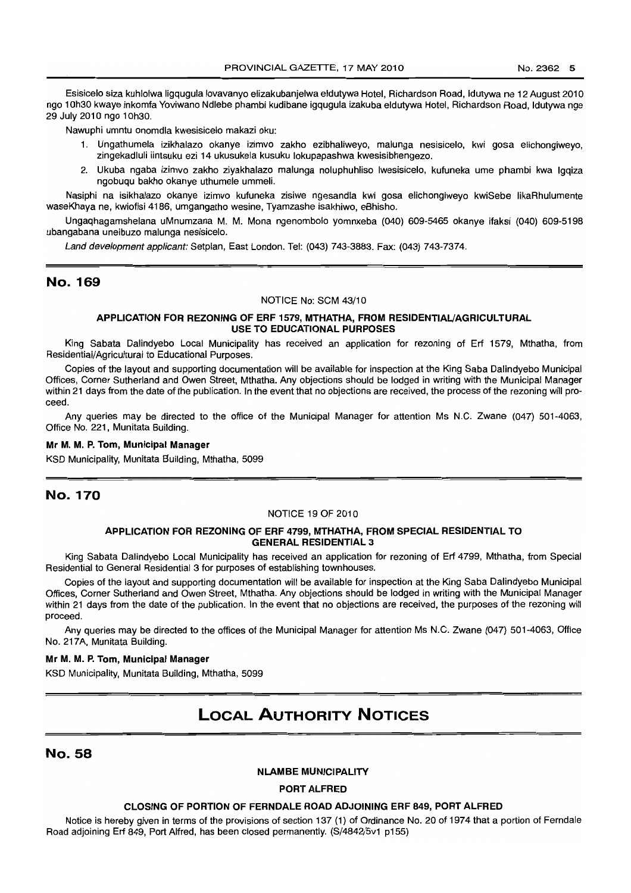Esisicelo siza kuhlolwa ligqugula lovavanyo elizakubanjelwa eldutywa Hotel, Richardson Road, Idutywa ne 12 August 2010 ngo 10h30 kwaye inkomfa Yoviwano Ndlebe phambi kudibane igqugula izakuba eldutywa Hotel, Richardson Road, Idutywa nge 29 July 2010 ngo 10h30.

Nawuphi umntu onomdla kwesisicelo makazi oku:

1. Ungathumela izikhalazo okanye izimvo zakho ezibhaliweyo, malunga nesisicelo, kwi gosa elichongiweyo, zingekadluli iintsuku ezi 14 ukusukela kusuku lokupapashwa kwesisibhengezo.
2. Ukuba ngaba izimvo zakho ziyakhalazo malunga noluphuhliso lwesisicelo, kufuneka ume phambi kwa Igqiza ngobuqu bakho okanye uthumele ummeli.

Nasiphi na isikhalazo okanye izimvo kufuneka zisiwe ngesandla kwi gosa elichongiweyo kwiSebe likaRhulumente waseKhaya ne, kwiofisi 4186, umgangatho wesine, Tyamzashe isakhiwo, eBhisho.

Ungaqhagamshelana uMnumzana M. M. Mona ngenombolo yomnxeba (040) 609-5465 okanye ifaksi (040) 609-5198 ubangabana uneibuzo malunga nesisicelo.

*Land development applicant:* Setplan, East London. Tel: (043) 743-3883. Fax: (043) 743-7374.

## No. 169

NOTICE No: SCM 43/10

### APPLICATION FOR REZONING OF ERF 1579, MTHATHA, FROM RESIDENTIAL/AGRICULTURAL USE TO EDUCATIONAL PURPOSES

King Sabata Dalindyebo Local Municipality has received an application for rezoning of Erf 1579, Mthatha, from Residential/Agricultural to Educational Purposes.

Copies of the layout and supporting documentation will be available for inspection at the King Saba Dalindyebo Municipal Offices, Corner Sutherland and Owen Street, Mthatha. Any objections should be lodged in writing with the Municipal Manager within 21 days from the date of the publication. In the event that no objections are received, the process of the rezoning will proceed.

Any queries may be directed to the office of the Municipal Manager for attention Ms N.C. Zwane (047) 501-4063, Office No. 221, Munitata Building.

**Mr M. M. P. Tom, Municipal Manager**

KSD Municipality, Munitata Building, Mthatha, 5099

## No. 170

NOTICE 19 OF 2010

### APPLICATION FOR REZONING OF ERF 4799, MTHATHA, FROM SPECIAL RESIDENTIAL TO GENERAL RESIDENTIAL 3

King Sabata Dalindyebo Local Municipality has received an application for rezoning of Erf 4799, Mthatha, from Special Residential to General Residential 3 for purposes of establishing townhouses.

Copies of the layout and supporting documentation will be available for inspection at the King Saba Dalindyebo Municipal Offices, Corner Sutherland and Owen Street, Mthatha. Any objections should be lodged in writing with the Municipal Manager within 21 days from the date of the publication. In the event that no objections are received, the purposes of the rezoning will proceed.

Any queries may be directed to the offices of the Municipal Manager for attention Ms N.C. Zwane (047) 501-4063, Office No. 217A, Munitata Building.

**Mr M. M. P. Tom, Municipal Manager**

KSD Municipality, Munitata Building, Mthatha, 5099

# LOCAL AUTHORITY NOTICES

## No. 58

**NLAMBE MUNICIPALITY**

**PORT ALFRED**

### CLOSING OF PORTION OF FERNDALE ROAD ADJOINING ERF 849, PORT ALFRED

Notice is hereby given in terms of the provisions of section 137 (1) of Ordinance No. 20 of 1974 that a portion of Ferndale Road adjoining Erf 849, Port Alfred, has been closed permanently. (S/4842/5v1 p155)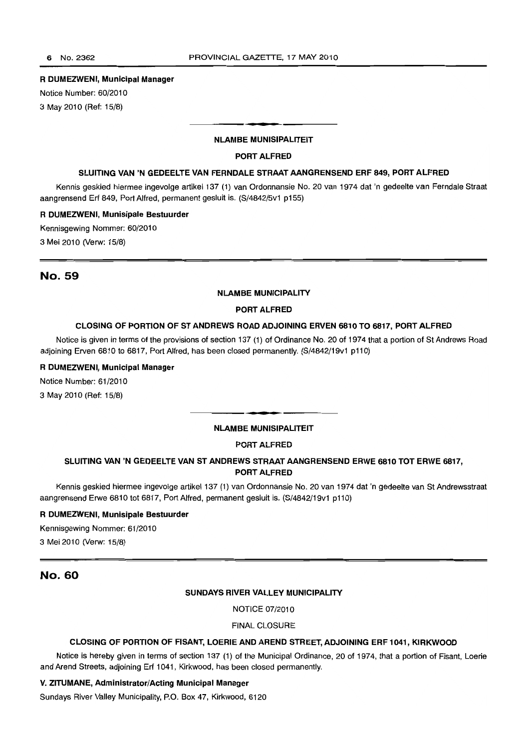**R DUMEZWENI, Municipal Manager**

Notice Number: 60/2010

3 May 2010 (Ref: 15/8)

---

**NLAMBE MUNISIPALITEIT**

**PORT ALFRED**

**SLUITING VAN 'N GEDEELTE VAN FERNDALE STRAAT AANGRENSEND ERF 849, PORT ALFRED**

Kennis geskied hiermee ingevolge artikel 137 (1) van Ordonnansie No. 20 van 1974 dat 'n gedeelte van Ferndale Straat aangrensend Erf 849, Port Alfred, permanent gesluit is. (S/4842/5v1 p155)

**R DUMEZWENI, Munisipale Bestuurder**

Kennisgewing Nommer: 60/2010

3 Mei 2010 (Verw: 15/8)

---

## No. 59

**NLAMBE MUNICIPALITY**

**PORT ALFRED**

**CLOSING OF PORTION OF ST ANDREWS ROAD ADJOINING ERVEN 6810 TO 6817, PORT ALFRED**

Notice is given in terms of the provisions of section 137 (1) of Ordinance No. 20 of 1974 that a portion of St Andrews Road adjoining Erven 6810 to 6817, Port Alfred, has been closed permanently. (S/4842/19v1 p110)

**R DUMEZWENI, Municipal Manager**

Notice Number: 61/2010

3 May 2010 (Ref: 15/8)

---

**NLAMBE MUNISIPALITEIT**

**PORT ALFRED**

**SLUITING VAN 'N GEDEELTE VAN ST ANDREWS STRAAT AANGRENSEND ERWE 6810 TOT ERWE 6817, PORT ALFRED**

Kennis geskied hiermee ingevolge artikel 137 (1) van Ordonnansie No. 20 van 1974 dat 'n gedeelte van St Andrewsstraat aangrensend Erwe 6810 tot 6817, Port Alfred, permanent gesluit is. (S/4842/19v1 p110)

**R DUMEZWENI, Munisipale Bestuurder**

Kennisgewing Nommer: 61/2010

3 Mei 2010 (Verw: 15/8)

---

## No. 60

**SUNDAYS RIVER VALLEY MUNICIPALITY**

NOTICE 07/2010

FINAL CLOSURE

**CLOSING OF PORTION OF FISANT, LOERIE AND AREND STREET, ADJOINING ERF 1041, KIRKWOOD**

Notice is hereby given in terms of section 137 (1) of the Municipal Ordinance, 20 of 1974, that a portion of Fisant, Loerie and Arend Streets, adjoining Erf 1041, Kirkwood, has been closed permanently.

**V. ZITUMANE, Administrator/Acting Municipal Manager**

Sundays River Valley Municipality, P.O. Box 47, Kirkwood, 6120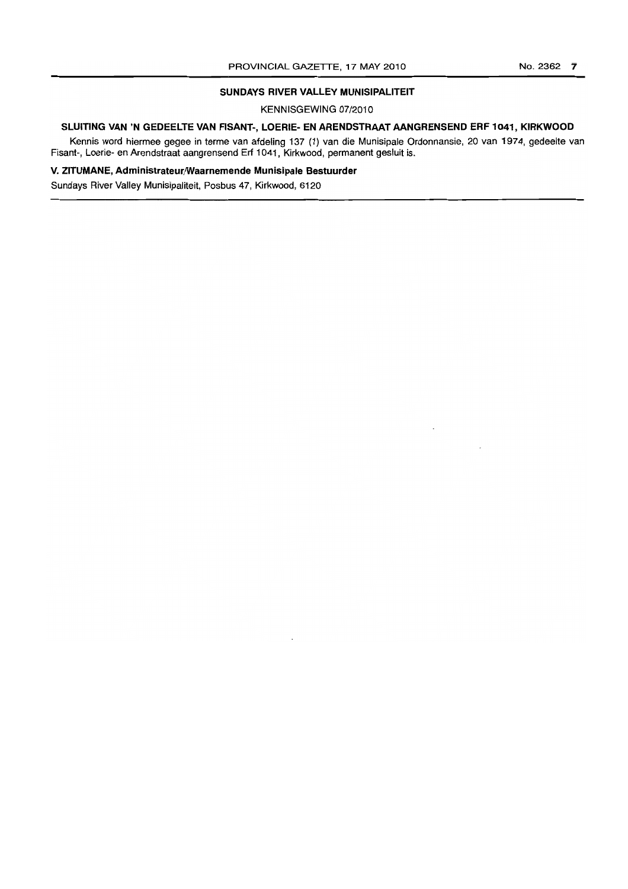## SUNDAYS RIVER VALLEY MUNISIPALITEIT

KENNISGEWING 07/2010

### SLUITING VAN 'N GEDEELTE VAN FISANT-, LOERIE- EN ARENDSTRAAT AANGRENSEND ERF 1041, KIRKWOOD

Kennis word hiermee gegee in terme van afdeling 137 (1) van die Munisipale Ordonnansie, 20 van 1974, gedeelte van Fisant-, Loerie- en Arendstraat aangrensend Erf 1041, Kirkwood, permanent gesluit is.

**V. ZITUMANE, Administrateur/Waarnemende Munisipale Bestuurder**

Sundays River Valley Munisipaliteit, Posbus 47, Kirkwood, 6120